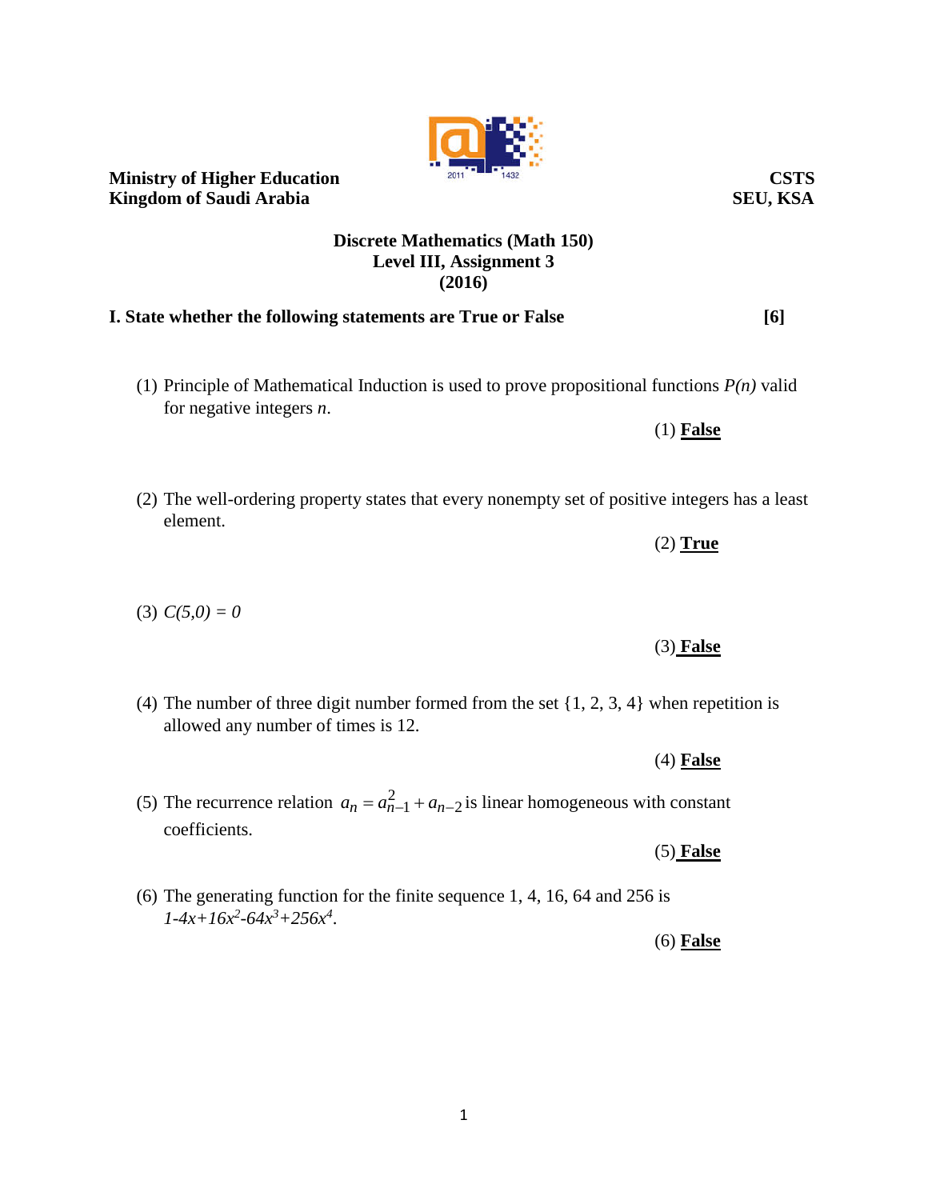**Ministry of Higher Education**
**Kingdom of Saudi Arabia**

**CSTS**
**SEU, KSA**

**Discrete Mathematics (Math 150)**
**Level III, Assignment 3**
**(2016)**

**I. State whether the following statements are True or False** **[6]**

(1) Principle of Mathematical Induction is used to prove propositional functions $P(n)$ valid for negative integers $n$.

(1) **False**

(2) The well-ordering property states that every nonempty set of positive integers has a least element.

(2) **True**

(3) $C(5,0) = 0$

(3) **False**

(4) The number of three digit number formed from the set {1, 2, 3, 4} when repetition is allowed any number of times is 12.

(4) **False**

(5) The recurrence relation $a_n = a_{n-1}^2 + a_{n-2}$ is linear homogeneous with constant coefficients.

(5) **False**

(6) The generating function for the finite sequence 1, 4, 16, 64 and 256 is $1-4x+16x^2-64x^3+256x^4$.

(6) **False**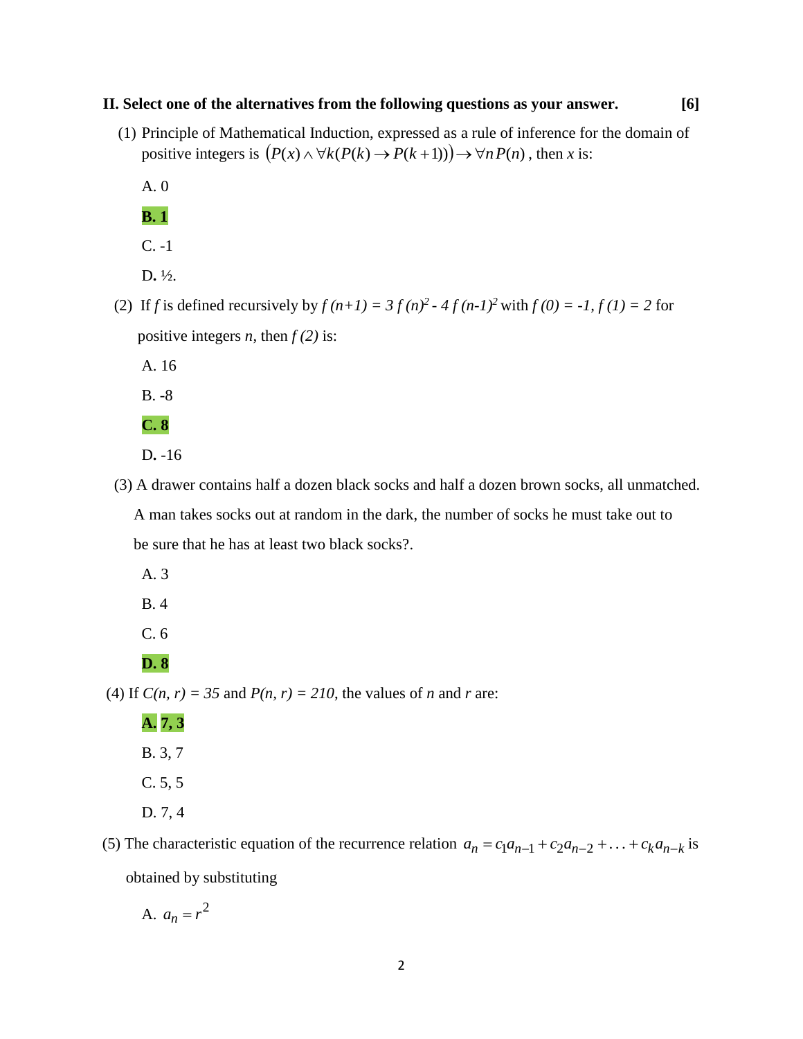**II. Select one of the alternatives from the following questions as your answer. [6]**

(1) Principle of Mathematical Induction, expressed as a rule of inference for the domain of positive integers is $\left(P(x) \wedge \forall k(P(k) \rightarrow P(k+1))\right) \rightarrow \forall n P(n)$ , then $x$ is:

A. 0

**B. 1**

C. -1

D. ½.

(2) If $f$ is defined recursively by $f(n+1) = 3f(n)^2 - 4f(n-1)^2$ with $f(0) = -1$, $f(1) = 2$ for positive integers $n$, then $f(2)$ is:

A. 16

B. -8

**C. 8**

D. -16

(3) A drawer contains half a dozen black socks and half a dozen brown socks, all unmatched. A man takes socks out at random in the dark, the number of socks he must take out to be sure that he has at least two black socks?.

A. 3

B. 4

C. 6

**D. 8**

(4) If $C(n, r) = 35$ and $P(n, r) = 210$, the values of $n$ and $r$ are:

**A. 7, 3**

B. 3, 7

C. 5, 5

D. 7, 4

(5) The characteristic equation of the recurrence relation $a_n = c_1 a_{n-1} + c_2 a_{n-2} + \ldots + c_k a_{n-k}$ is obtained by substituting

A. $a_n = r^2$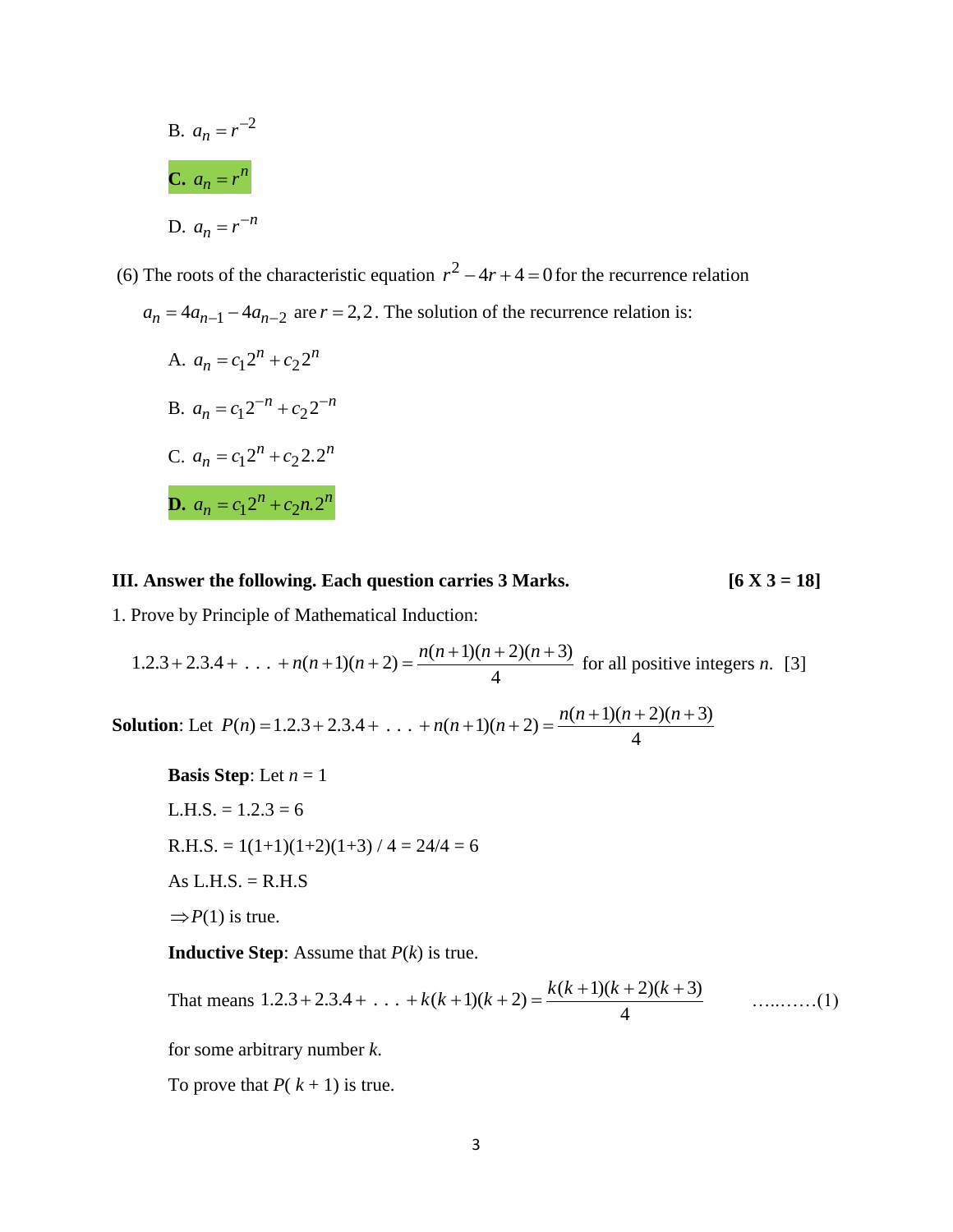B. $a_n = r^{-2}$

**C.** $a_n = r^n$

D. $a_n = r^{-n}$

(6) The roots of the characteristic equation $r^2 - 4r + 4 = 0$ for the recurrence relation $a_n = 4a_{n-1} - 4a_{n-2}$ are $r = 2, 2$. The solution of the recurrence relation is:

A. $a_n = c_1 2^n + c_2 2^n$

B. $a_n = c_1 2^{-n} + c_2 2^{-n}$

C. $a_n = c_1 2^n + c_2 2.2^n$

**D.** $a_n = c_1 2^n + c_2 n.2^n$

**III. Answer the following. Each question carries 3 Marks.** **[6 X 3 = 18]**

1. Prove by Principle of Mathematical Induction:

$$1.2.3 + 2.3.4 + \ . \ . \ . + n(n+1)(n+2) = \frac{n(n+1)(n+2)(n+3)}{4}$$ for all positive integers *n*. [3]

**Solution**: Let $P(n) = 1.2.3 + 2.3.4 + \ . \ . \ . + n(n+1)(n+2) = \dfrac{n(n+1)(n+2)(n+3)}{4}$

**Basis Step**: Let *n* = 1

L.H.S. = 1.2.3 = 6

R.H.S. = 1(1+1)(1+2)(1+3) / 4 = 24/4 = 6

As L.H.S. = R.H.S

$\Rightarrow P(1)$ is true.

**Inductive Step**: Assume that $P(k)$ is true.

That means $1.2.3 + 2.3.4 + \ . \ . \ . + k(k+1)(k+2) = \dfrac{k(k+1)(k+2)(k+3)}{4}$ ..........(1)

for some arbitrary number *k*.

To prove that $P(k + 1)$ is true.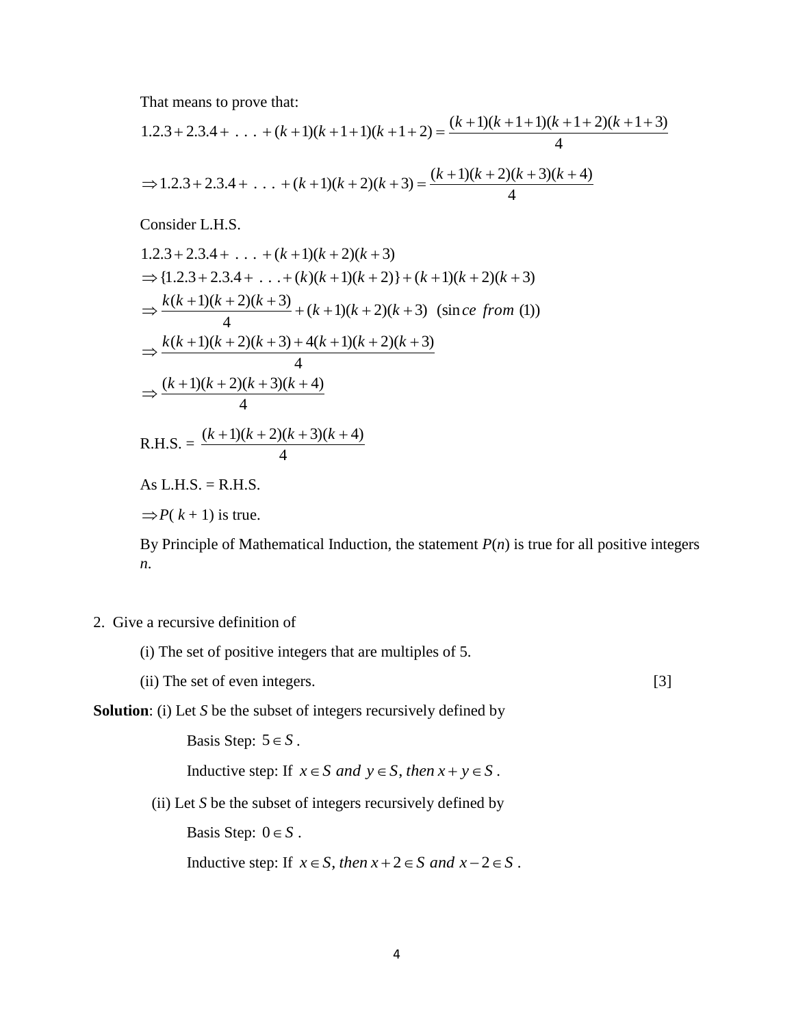That means to prove that:

$$1.2.3 + 2.3.4 + \ . \ . \ . \ + (k+1)(k+1+1)(k+1+2) = \frac{(k+1)(k+1+1)(k+1+2)(k+1+3)}{4}$$

$$\Rightarrow 1.2.3 + 2.3.4 + \ . \ . \ . \ + (k+1)(k+2)(k+3) = \frac{(k+1)(k+2)(k+3)(k+4)}{4}$$

Consider L.H.S.

$$1.2.3 + 2.3.4 + \ . \ . \ . \ + (k+1)(k+2)(k+3)$$

$$\Rightarrow \{1.2.3 + 2.3.4 + \ . \ . \ . + (k)(k+1)(k+2)\} + (k+1)(k+2)(k+3)$$

$$\Rightarrow \frac{k(k+1)(k+2)(k+3)}{4} + (k+1)(k+2)(k+3) \ \ (\text{since } from \ (1))$$

$$\Rightarrow \frac{k(k+1)(k+2)(k+3) + 4(k+1)(k+2)(k+3)}{4}$$

$$\Rightarrow \frac{(k+1)(k+2)(k+3)(k+4)}{4}$$

R.H.S. = $\dfrac{(k+1)(k+2)(k+3)(k+4)}{4}$

As L.H.S. = R.H.S.

$\Rightarrow P(\ k+1)$ is true.

By Principle of Mathematical Induction, the statement $P(n)$ is true for all positive integers $n$.

2. Give a recursive definition of

(i) The set of positive integers that are multiples of 5.

(ii) The set of even integers. [3]

**Solution**: (i) Let $S$ be the subset of integers recursively defined by

Basis Step: $5 \in S$ .

Inductive step: If $x \in S \ and \ y \in S, then \ x + y \in S$ .

(ii) Let $S$ be the subset of integers recursively defined by

Basis Step: $0 \in S$ .

Inductive step: If $x \in S, then \ x + 2 \in S \ and \ x - 2 \in S$ .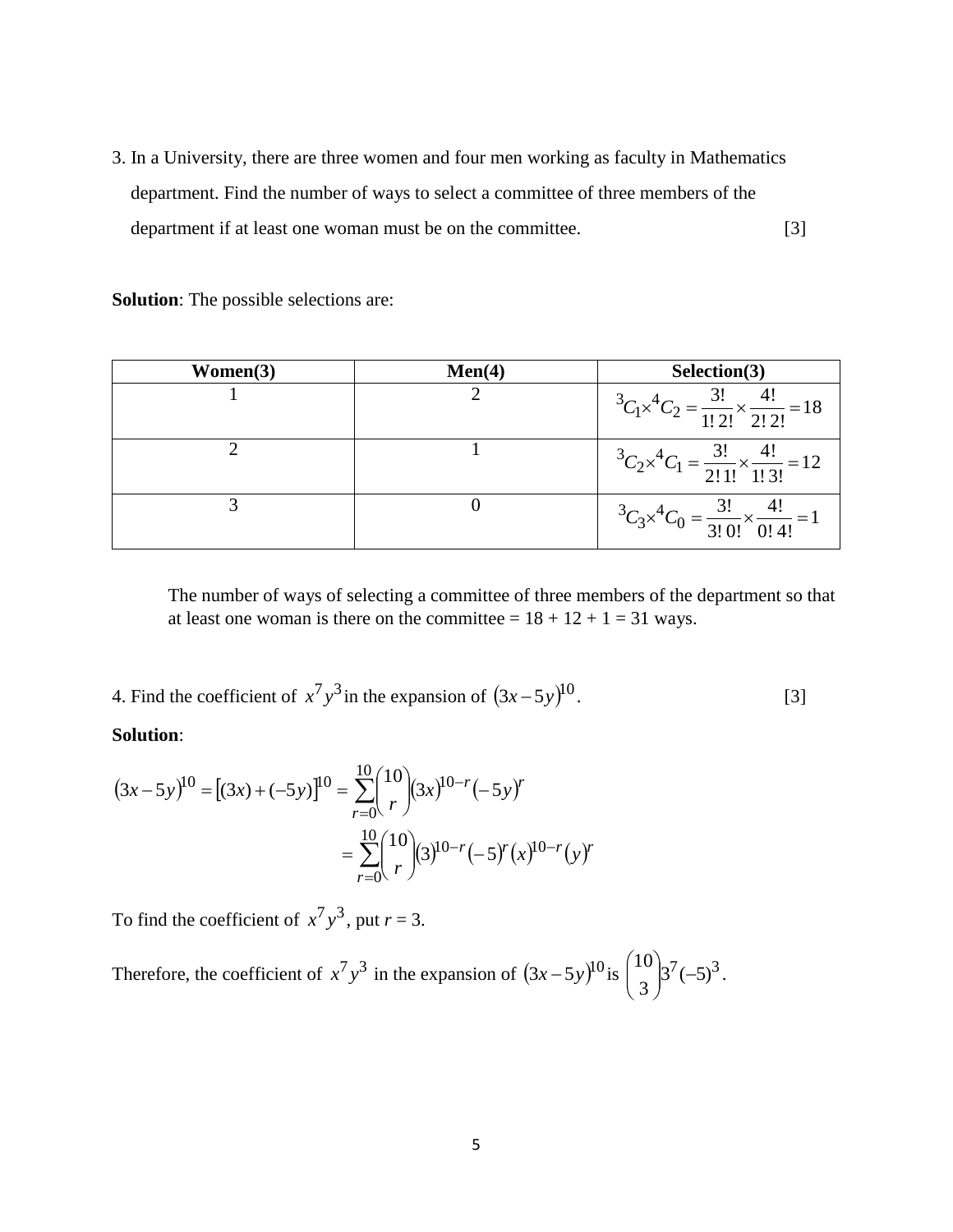3. In a University, there are three women and four men working as faculty in Mathematics department. Find the number of ways to select a committee of three members of the department if at least one woman must be on the committee. [3]

**Solution**: The possible selections are:

| Women(3) | Men(4) | Selection(3) |
|---|---|---|
| 1 | 2 | ${}^{3}C_1 \times {}^{4}C_2 = \dfrac{3!}{1!\,2!} \times \dfrac{4!}{2!\,2!} = 18$ |
| 2 | 1 | ${}^{3}C_2 \times {}^{4}C_1 = \dfrac{3!}{2!\,1!} \times \dfrac{4!}{1!\,3!} = 12$ |
| 3 | 0 | ${}^{3}C_3 \times {}^{4}C_0 = \dfrac{3!}{3!\,0!} \times \dfrac{4!}{0!\,4!} = 1$ |

The number of ways of selecting a committee of three members of the department so that at least one woman is there on the committee = 18 + 12 + 1 = 31 ways.

4. Find the coefficient of $x^7y^3$ in the expansion of $(3x-5y)^{10}$. [3]

**Solution**:

$$(3x-5y)^{10} = [(3x)+(-5y)]^{10} = \sum_{r=0}^{10}\binom{10}{r}(3x)^{10-r}(-5y)^r$$

$$= \sum_{r=0}^{10}\binom{10}{r}(3)^{10-r}(-5)^r(x)^{10-r}(y)^r$$

To find the coefficient of $x^7y^3$, put $r = 3$.

Therefore, the coefficient of $x^7y^3$ in the expansion of $(3x-5y)^{10}$ is $\binom{10}{3}3^7(-5)^3$.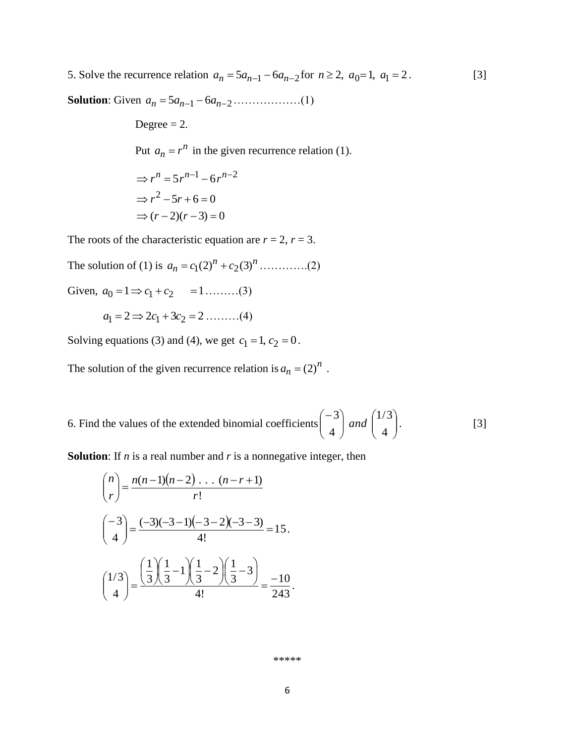5. Solve the recurrence relation $a_n = 5a_{n-1} - 6a_{n-2}$ for $n \geq 2,\ a_0 = 1,\ a_1 = 2$. [3]

**Solution**: Given $a_n = 5a_{n-1} - 6a_{n-2}$ ………………(1)

Degree = 2.

Put $a_n = r^n$ in the given recurrence relation (1).

$$\Rightarrow r^n = 5r^{n-1} - 6r^{n-2}$$
$$\Rightarrow r^2 - 5r + 6 = 0$$
$$\Rightarrow (r-2)(r-3) = 0$$

The roots of the characteristic equation are $r = 2$, $r = 3$.

The solution of (1) is $a_n = c_1(2)^n + c_2(3)^n$ ………….(2)

Given, $a_0 = 1 \Rightarrow c_1 + c_2 \quad = 1$ ………(3)

$a_1 = 2 \Rightarrow 2c_1 + 3c_2 = 2$ ………(4)

Solving equations (3) and (4), we get $c_1 = 1,\ c_2 = 0$.

The solution of the given recurrence relation is $a_n = (2)^n$ .

6. Find the values of the extended binomial coefficients $\binom{-3}{4}$ *and* $\binom{1/3}{4}$. [3]

**Solution**: If *n* is a real number and *r* is a nonnegative integer, then

$$\binom{n}{r} = \frac{n(n-1)(n-2)\ .\ .\ .\ (n-r+1)}{r!}$$

$$\binom{-3}{4} = \frac{(-3)(-3-1)(-3-2)(-3-3)}{4!} = 15.$$

$$\binom{1/3}{4} = \frac{\left(\frac{1}{3}\right)\left(\frac{1}{3}-1\right)\left(\frac{1}{3}-2\right)\left(\frac{1}{3}-3\right)}{4!} = \frac{-10}{243}.$$

*****